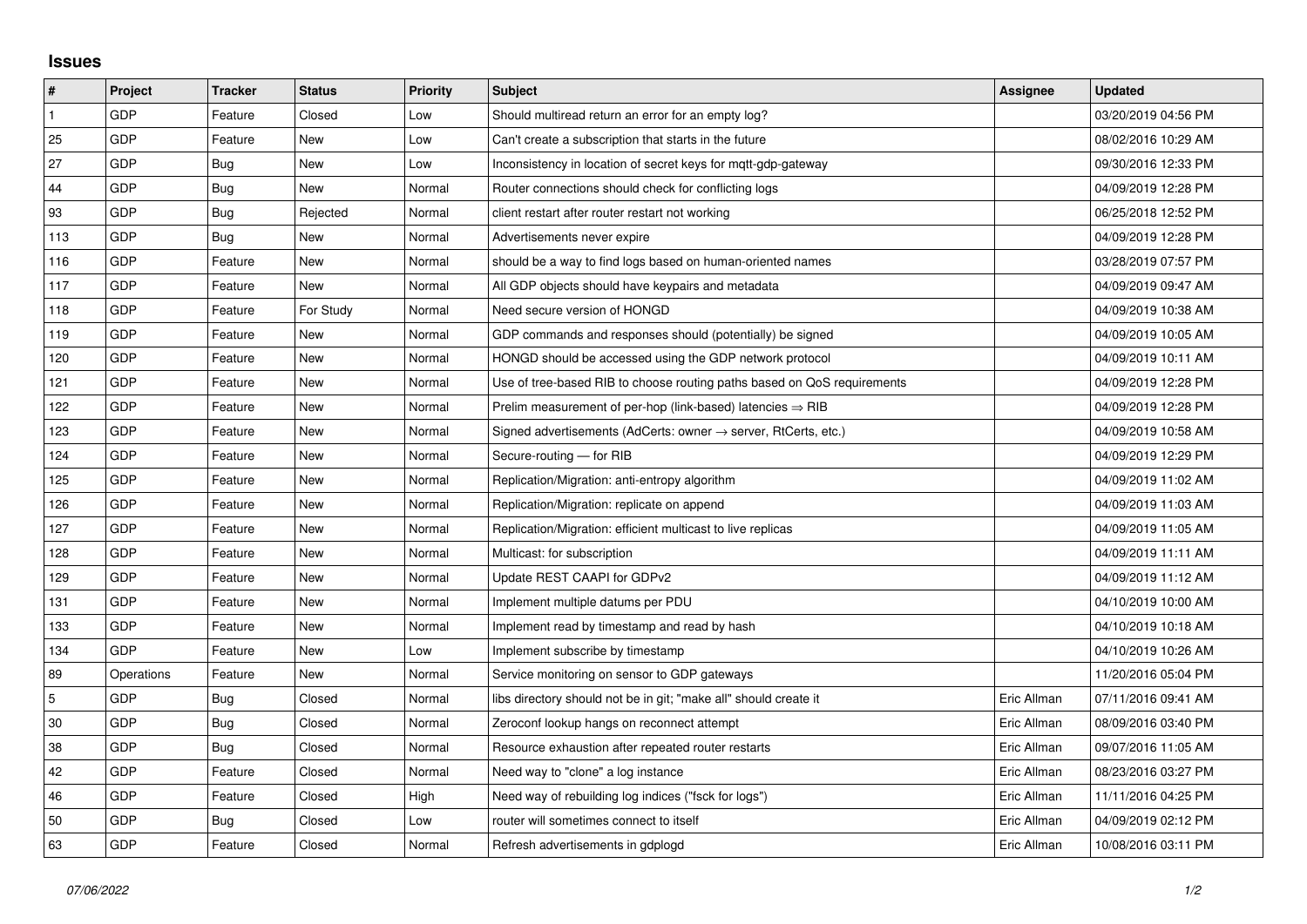## Issues

| # | Project | Tracker | Status | Priority | Subject | Assignee | Updated |
|---|---|---|---|---|---|---|---|
| 1 | GDP | Feature | Closed | Low | Should multiread return an error for an empty log? | | 03/20/2019 04:56 PM |
| 25 | GDP | Feature | New | Low | Can't create a subscription that starts in the future | | 08/02/2016 10:29 AM |
| 27 | GDP | Bug | New | Low | Inconsistency in location of secret keys for mqtt-gdp-gateway | | 09/30/2016 12:33 PM |
| 44 | GDP | Bug | New | Normal | Router connections should check for conflicting logs | | 04/09/2019 12:28 PM |
| 93 | GDP | Bug | Rejected | Normal | client restart after router restart not working | | 06/25/2018 12:52 PM |
| 113 | GDP | Bug | New | Normal | Advertisements never expire | | 04/09/2019 12:28 PM |
| 116 | GDP | Feature | New | Normal | should be a way to find logs based on human-oriented names | | 03/28/2019 07:57 PM |
| 117 | GDP | Feature | New | Normal | All GDP objects should have keypairs and metadata | | 04/09/2019 09:47 AM |
| 118 | GDP | Feature | For Study | Normal | Need secure version of HONGD | | 04/09/2019 10:38 AM |
| 119 | GDP | Feature | New | Normal | GDP commands and responses should (potentially) be signed | | 04/09/2019 10:05 AM |
| 120 | GDP | Feature | New | Normal | HONGD should be accessed using the GDP network protocol | | 04/09/2019 10:11 AM |
| 121 | GDP | Feature | New | Normal | Use of tree-based RIB to choose routing paths based on QoS requirements | | 04/09/2019 12:28 PM |
| 122 | GDP | Feature | New | Normal | Prelim measurement of per-hop (link-based) latencies ⇒ RIB | | 04/09/2019 12:28 PM |
| 123 | GDP | Feature | New | Normal | Signed advertisements (AdCerts: owner → server, RtCerts, etc.) | | 04/09/2019 10:58 AM |
| 124 | GDP | Feature | New | Normal | Secure-routing — for RIB | | 04/09/2019 12:29 PM |
| 125 | GDP | Feature | New | Normal | Replication/Migration: anti-entropy algorithm | | 04/09/2019 11:02 AM |
| 126 | GDP | Feature | New | Normal | Replication/Migration: replicate on append | | 04/09/2019 11:03 AM |
| 127 | GDP | Feature | New | Normal | Replication/Migration: efficient multicast to live replicas | | 04/09/2019 11:05 AM |
| 128 | GDP | Feature | New | Normal | Multicast: for subscription | | 04/09/2019 11:11 AM |
| 129 | GDP | Feature | New | Normal | Update REST CAAPI for GDPv2 | | 04/09/2019 11:12 AM |
| 131 | GDP | Feature | New | Normal | Implement multiple datums per PDU | | 04/10/2019 10:00 AM |
| 133 | GDP | Feature | New | Normal | Implement read by timestamp and read by hash | | 04/10/2019 10:18 AM |
| 134 | GDP | Feature | New | Low | Implement subscribe by timestamp | | 04/10/2019 10:26 AM |
| 89 | Operations | Feature | New | Normal | Service monitoring on sensor to GDP gateways | | 11/20/2016 05:04 PM |
| 5 | GDP | Bug | Closed | Normal | libs directory should not be in git; "make all" should create it | Eric Allman | 07/11/2016 09:41 AM |
| 30 | GDP | Bug | Closed | Normal | Zeroconf lookup hangs on reconnect attempt | Eric Allman | 08/09/2016 03:40 PM |
| 38 | GDP | Bug | Closed | Normal | Resource exhaustion after repeated router restarts | Eric Allman | 09/07/2016 11:05 AM |
| 42 | GDP | Feature | Closed | Normal | Need way to "clone" a log instance | Eric Allman | 08/23/2016 03:27 PM |
| 46 | GDP | Feature | Closed | High | Need way of rebuilding log indices ("fsck for logs") | Eric Allman | 11/11/2016 04:25 PM |
| 50 | GDP | Bug | Closed | Low | router will sometimes connect to itself | Eric Allman | 04/09/2019 02:12 PM |
| 63 | GDP | Feature | Closed | Normal | Refresh advertisements in gdplogd | Eric Allman | 10/08/2016 03:11 PM |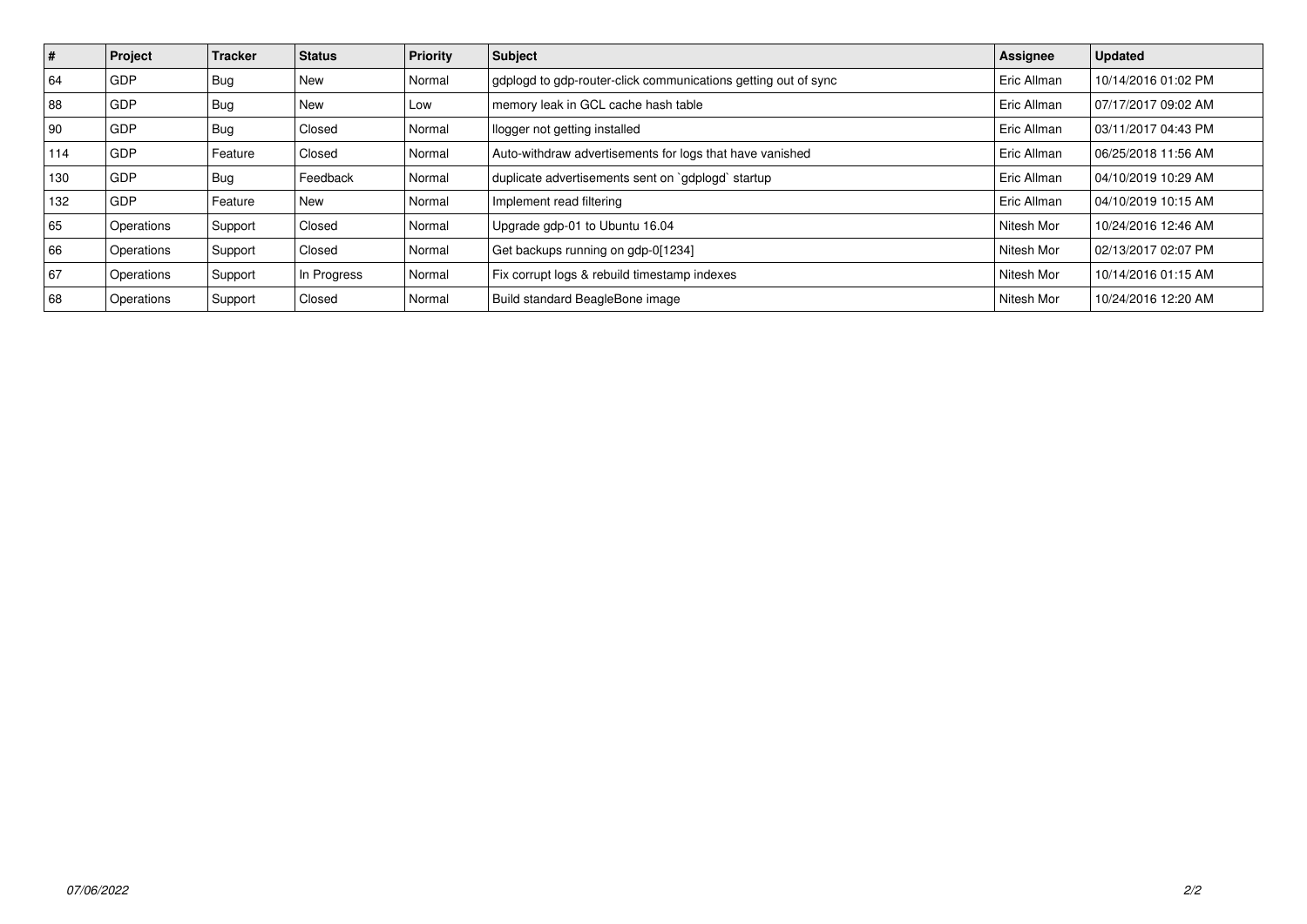| # | Project | Tracker | Status | Priority | Subject | Assignee | Updated |
|---|---|---|---|---|---|---|---|
| 64 | GDP | Bug | New | Normal | gdplogd to gdp-router-click communications getting out of sync | Eric Allman | 10/14/2016 01:02 PM |
| 88 | GDP | Bug | New | Low | memory leak in GCL cache hash table | Eric Allman | 07/17/2017 09:02 AM |
| 90 | GDP | Bug | Closed | Normal | llogger not getting installed | Eric Allman | 03/11/2017 04:43 PM |
| 114 | GDP | Feature | Closed | Normal | Auto-withdraw advertisements for logs that have vanished | Eric Allman | 06/25/2018 11:56 AM |
| 130 | GDP | Bug | Feedback | Normal | duplicate advertisements sent on `gdplogd` startup | Eric Allman | 04/10/2019 10:29 AM |
| 132 | GDP | Feature | New | Normal | Implement read filtering | Eric Allman | 04/10/2019 10:15 AM |
| 65 | Operations | Support | Closed | Normal | Upgrade gdp-01 to Ubuntu 16.04 | Nitesh Mor | 10/24/2016 12:46 AM |
| 66 | Operations | Support | Closed | Normal | Get backups running on gdp-0[1234] | Nitesh Mor | 02/13/2017 02:07 PM |
| 67 | Operations | Support | In Progress | Normal | Fix corrupt logs & rebuild timestamp indexes | Nitesh Mor | 10/14/2016 01:15 AM |
| 68 | Operations | Support | Closed | Normal | Build standard BeagleBone image | Nitesh Mor | 10/24/2016 12:20 AM |